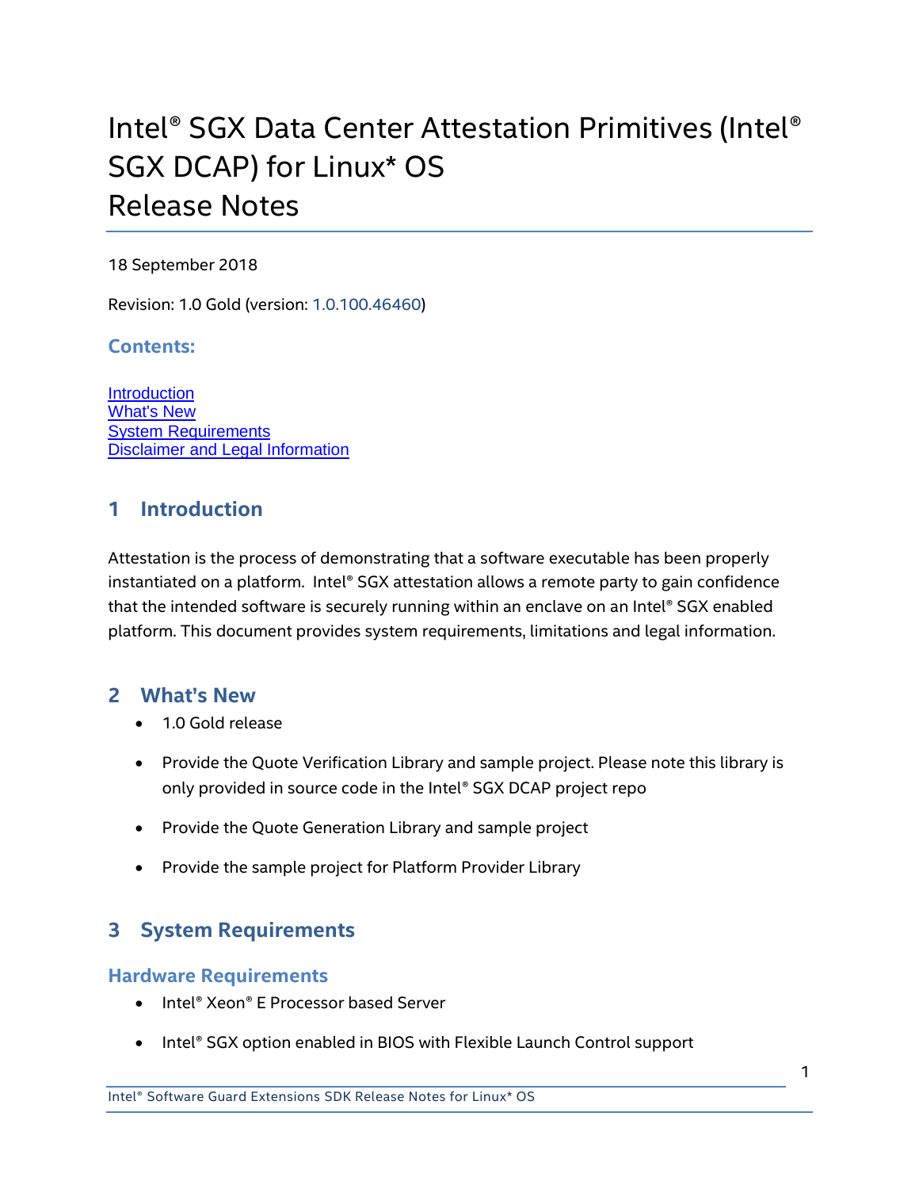# Intel® SGX Data Center Attestation Primitives (Intel® SGX DCAP) for Linux* OS Release Notes

18 September 2018

Revision: 1.0 Gold (version: 1.0.100.46460)

### Contents:

- Introduction
- What's New
- System Requirements
- Disclaimer and Legal Information

## 1 Introduction

Attestation is the process of demonstrating that a software executable has been properly instantiated on a platform. Intel® SGX attestation allows a remote party to gain confidence that the intended software is securely running within an enclave on an Intel® SGX enabled platform. This document provides system requirements, limitations and legal information.

## 2 What's New

- 1.0 Gold release
- Provide the Quote Verification Library and sample project. Please note this library is only provided in source code in the Intel® SGX DCAP project repo
- Provide the Quote Generation Library and sample project
- Provide the sample project for Platform Provider Library

## 3 System Requirements

### Hardware Requirements

- Intel® Xeon® E Processor based Server
- Intel® SGX option enabled in BIOS with Flexible Launch Control support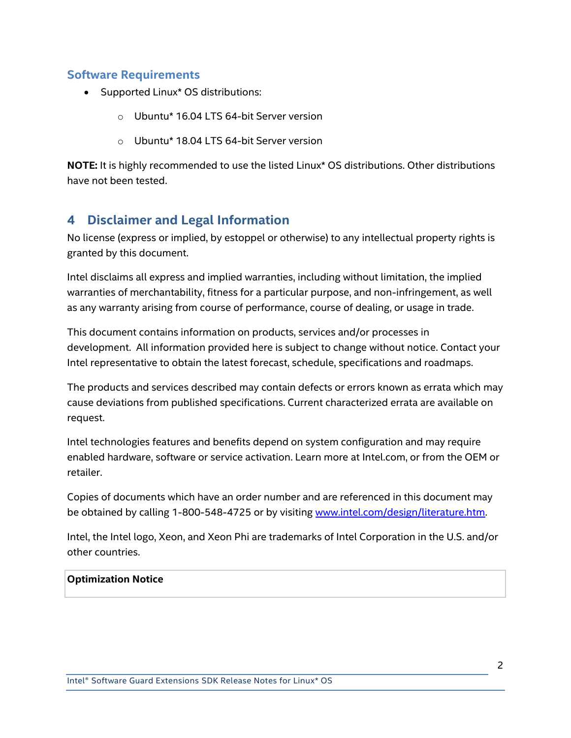### Software Requirements

- Supported Linux* OS distributions:
  - Ubuntu* 16.04 LTS 64-bit Server version
  - Ubuntu* 18.04 LTS 64-bit Server version

**NOTE:** It is highly recommended to use the listed Linux* OS distributions. Other distributions have not been tested.

## 4 Disclaimer and Legal Information

No license (express or implied, by estoppel or otherwise) to any intellectual property rights is granted by this document.

Intel disclaims all express and implied warranties, including without limitation, the implied warranties of merchantability, fitness for a particular purpose, and non-infringement, as well as any warranty arising from course of performance, course of dealing, or usage in trade.

This document contains information on products, services and/or processes in development. All information provided here is subject to change without notice. Contact your Intel representative to obtain the latest forecast, schedule, specifications and roadmaps.

The products and services described may contain defects or errors known as errata which may cause deviations from published specifications. Current characterized errata are available on request.

Intel technologies features and benefits depend on system configuration and may require enabled hardware, software or service activation. Learn more at Intel.com, or from the OEM or retailer.

Copies of documents which have an order number and are referenced in this document may be obtained by calling 1-800-548-4725 or by visiting www.intel.com/design/literature.htm.

Intel, the Intel logo, Xeon, and Xeon Phi are trademarks of Intel Corporation in the U.S. and/or other countries.

| **Optimization Notice** |
| --- |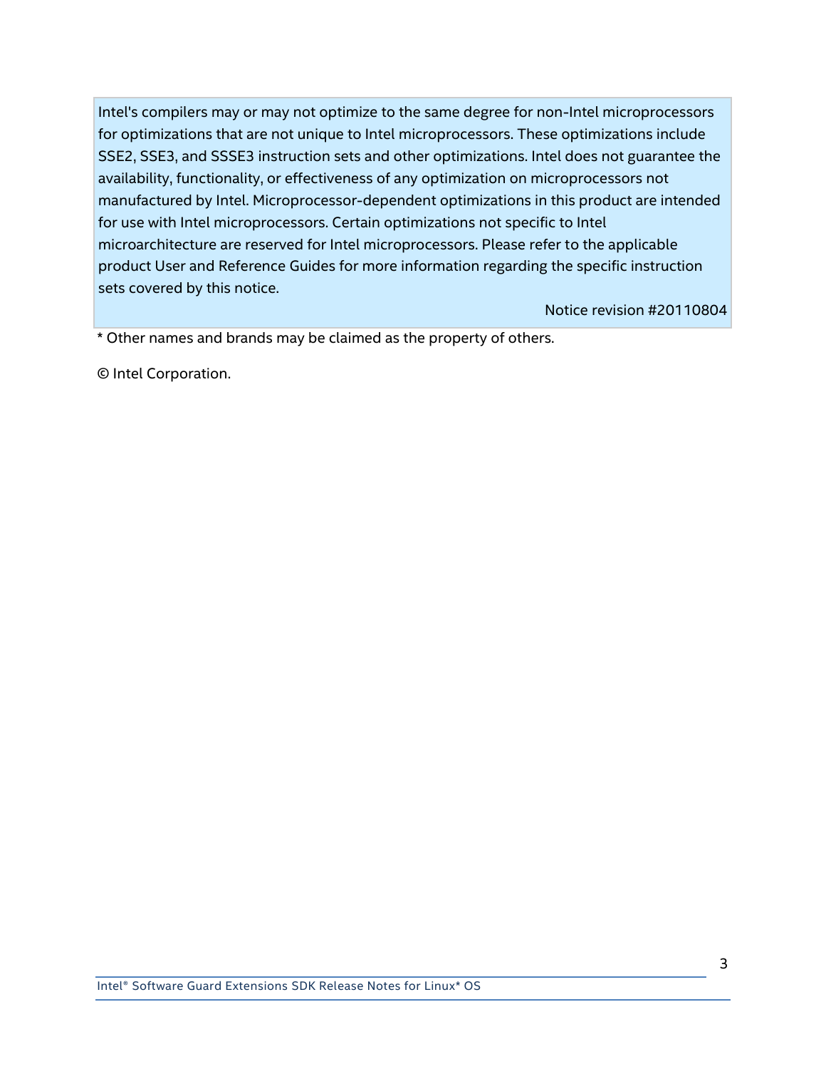Intel's compilers may or may not optimize to the same degree for non-Intel microprocessors for optimizations that are not unique to Intel microprocessors. These optimizations include SSE2, SSE3, and SSSE3 instruction sets and other optimizations. Intel does not guarantee the availability, functionality, or effectiveness of any optimization on microprocessors not manufactured by Intel. Microprocessor-dependent optimizations in this product are intended for use with Intel microprocessors. Certain optimizations not specific to Intel microarchitecture are reserved for Intel microprocessors. Please refer to the applicable product User and Reference Guides for more information regarding the specific instruction sets covered by this notice.

Notice revision #20110804

* Other names and brands may be claimed as the property of others.

© Intel Corporation.